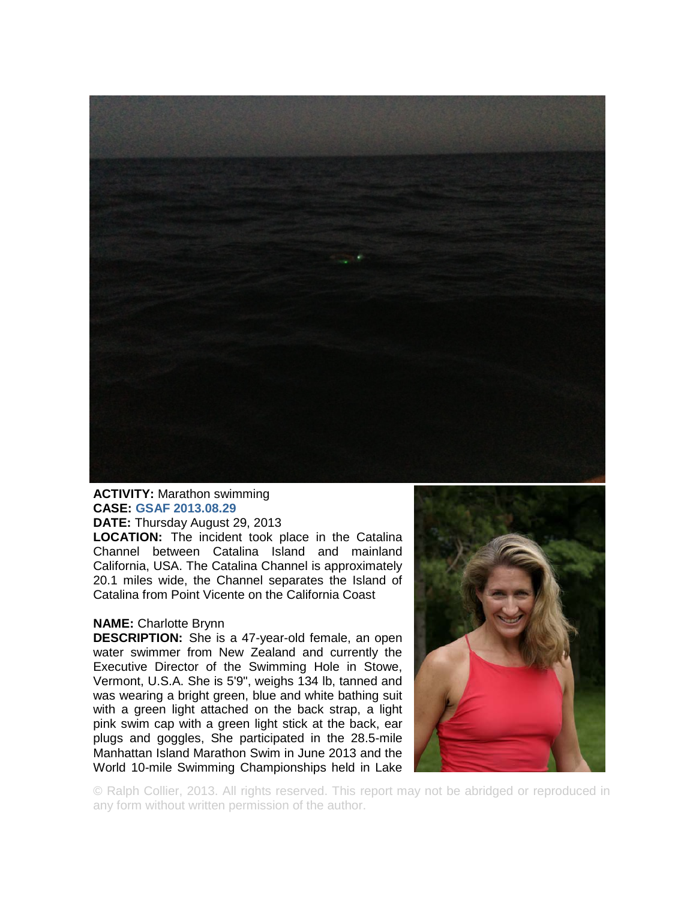**ACTIVITY:** Marathon swimming
**CASE:** GSAF 2013.08.29
**DATE:** Thursday August 29, 2013
**LOCATION:** The incident took place in the Catalina Channel between Catalina Island and mainland California, USA. The Catalina Channel is approximately 20.1 miles wide, the Channel separates the Island of Catalina from Point Vicente on the California Coast

**NAME:** Charlotte Brynn
**DESCRIPTION:** She is a 47-year-old female, an open water swimmer from New Zealand and currently the Executive Director of the Swimming Hole in Stowe, Vermont, U.S.A. She is 5'9", weighs 134 lb, tanned and was wearing a bright green, blue and white bathing suit with a green light attached on the back strap, a light pink swim cap with a green light stick at the back, ear plugs and goggles, She participated in the 28.5-mile Manhattan Island Marathon Swim in June 2013 and the World 10-mile Swimming Championships held in Lake

© Ralph Collier, 2013. All rights reserved. This report may not be abridged or reproduced in any form without written permission of the author.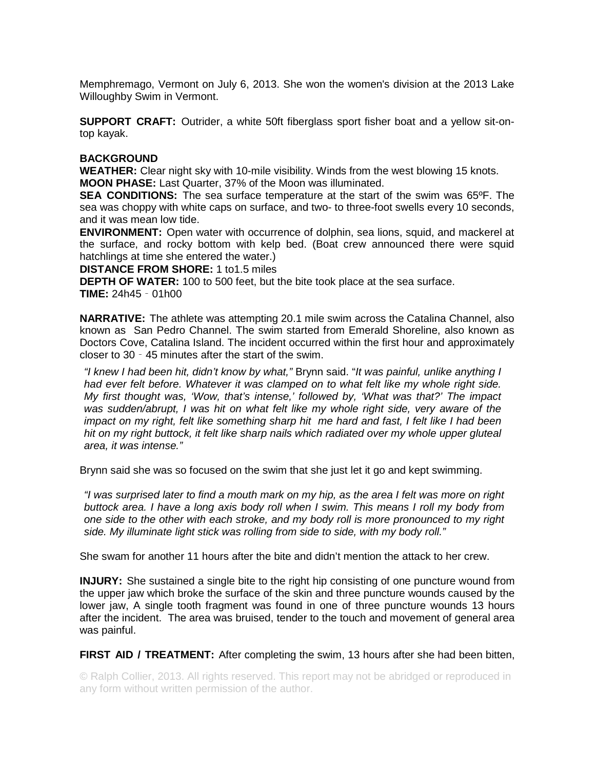Memphremago, Vermont on July 6, 2013. She won the women's division at the 2013 Lake Willoughby Swim in Vermont.

**SUPPORT CRAFT:** Outrider, a white 50ft fiberglass sport fisher boat and a yellow sit-on-top kayak.

**BACKGROUND**

**WEATHER:** Clear night sky with 10-mile visibility. Winds from the west blowing 15 knots.

**MOON PHASE:** Last Quarter, 37% of the Moon was illuminated.

**SEA CONDITIONS:** The sea surface temperature at the start of the swim was 65ºF. The sea was choppy with white caps on surface, and two- to three-foot swells every 10 seconds, and it was mean low tide.

**ENVIRONMENT:** Open water with occurrence of dolphin, sea lions, squid, and mackerel at the surface, and rocky bottom with kelp bed. (Boat crew announced there were squid hatchlings at time she entered the water.)

**DISTANCE FROM SHORE:** 1 to1.5 miles

**DEPTH OF WATER:** 100 to 500 feet, but the bite took place at the sea surface.

**TIME:** 24h45 ‐ 01h00

**NARRATIVE:** The athlete was attempting 20.1 mile swim across the Catalina Channel, also known as San Pedro Channel. The swim started from Emerald Shoreline, also known as Doctors Cove, Catalina Island. The incident occurred within the first hour and approximately closer to 30 ‐ 45 minutes after the start of the swim.

> *"I knew I had been hit, didn't know by what,"* Brynn said. "*It was painful, unlike anything I had ever felt before. Whatever it was clamped on to what felt like my whole right side. My first thought was, 'Wow, that's intense,' followed by, 'What was that?' The impact was sudden/abrupt, I was hit on what felt like my whole right side, very aware of the impact on my right, felt like something sharp hit me hard and fast, I felt like I had been hit on my right buttock, it felt like sharp nails which radiated over my whole upper gluteal area, it was intense."*

Brynn said she was so focused on the swim that she just let it go and kept swimming.

> *"I was surprised later to find a mouth mark on my hip, as the area I felt was more on right buttock area. I have a long axis body roll when I swim. This means I roll my body from one side to the other with each stroke, and my body roll is more pronounced to my right side. My illuminate light stick was rolling from side to side, with my body roll."*

She swam for another 11 hours after the bite and didn't mention the attack to her crew.

**INJURY:** She sustained a single bite to the right hip consisting of one puncture wound from the upper jaw which broke the surface of the skin and three puncture wounds caused by the lower jaw, A single tooth fragment was found in one of three puncture wounds 13 hours after the incident. The area was bruised, tender to the touch and movement of general area was painful.

**FIRST AID / TREATMENT:** After completing the swim, 13 hours after she had been bitten,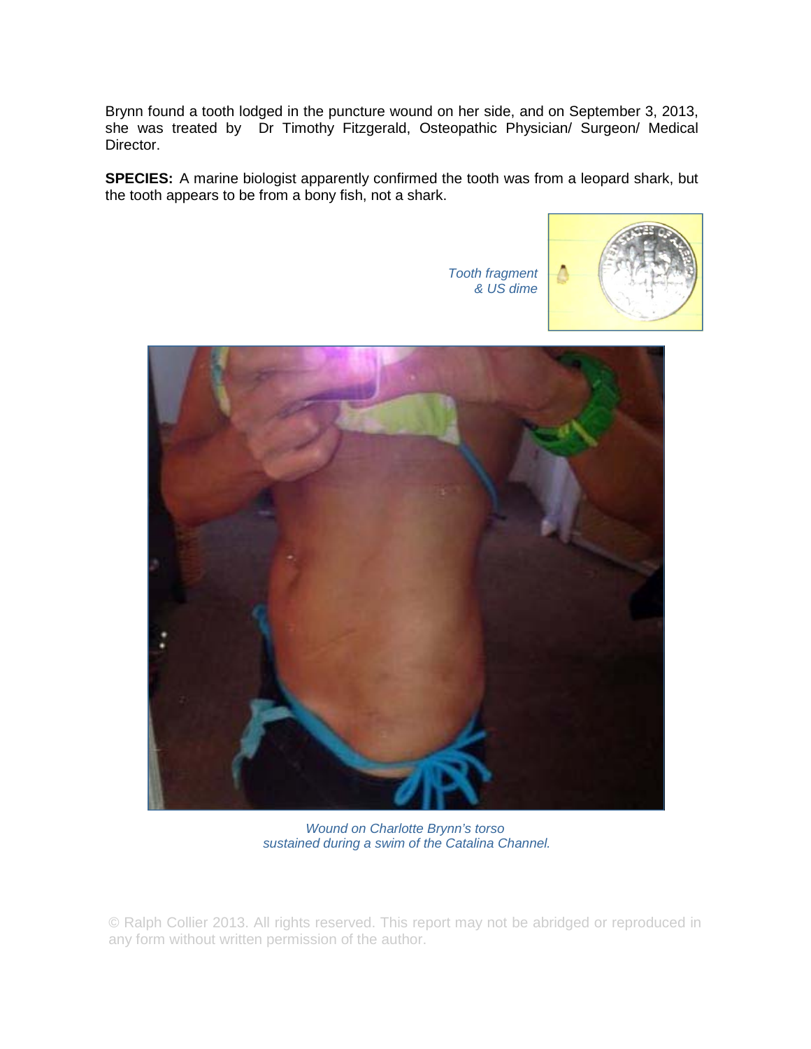Brynn found a tooth lodged in the puncture wound on her side, and on September 3, 2013, she was treated by Dr Timothy Fitzgerald, Osteopathic Physician/ Surgeon/ Medical Director.

**SPECIES:** A marine biologist apparently confirmed the tooth was from a leopard shark, but the tooth appears to be from a bony fish, not a shark.

*Tooth fragment & US dime*

*Wound on Charlotte Brynn's torso sustained during a swim of the Catalina Channel.*

© Ralph Collier 2013. All rights reserved. This report may not be abridged or reproduced in any form without written permission of the author.